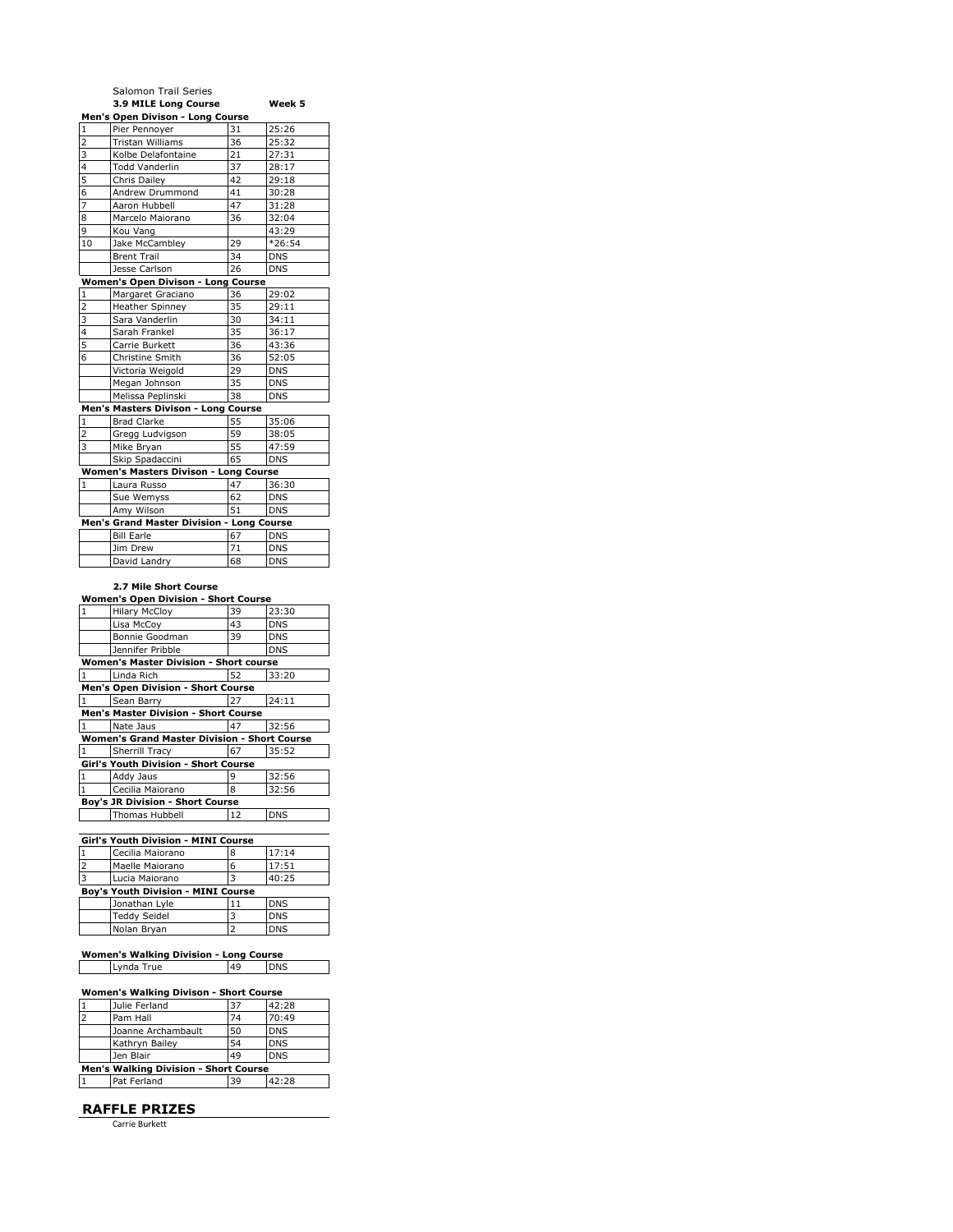Salomon Trail Series

**3.9 MILE Long Course** **Week 5**

**Men's Open Divison - Long Course**

| | | | |
|---|---|---|---|
| 1 | Pier Pennoyer | 31 | 25:26 |
| 2 | Tristan Williams | 36 | 25:32 |
| 3 | Kolbe Delafontaine | 21 | 27:31 |
| 4 | Todd Vanderlin | 37 | 28:17 |
| 5 | Chris Dailey | 42 | 29:18 |
| 6 | Andrew Drummond | 41 | 30:28 |
| 7 | Aaron Hubbell | 47 | 31:28 |
| 8 | Marcelo Maiorano | 36 | 32:04 |
| 9 | Kou Vang | | 43:29 |
| 10 | Jake McCambley | 29 | *26:54 |
| | Brent Trail | 34 | DNS |
| | Jesse Carlson | 26 | DNS |

**Women's Open Divison - Long Course**

| | | | |
|---|---|---|---|
| 1 | Margaret Graciano | 36 | 29:02 |
| 2 | Heather Spinney | 35 | 29:11 |
| 3 | Sara Vanderlin | 30 | 34:11 |
| 4 | Sarah Frankel | 35 | 36:17 |
| 5 | Carrie Burkett | 36 | 43:36 |
| 6 | Christine Smith | 36 | 52:05 |
| | Victoria Weigold | 29 | DNS |
| | Megan Johnson | 35 | DNS |
| | Melissa Peplinski | 38 | DNS |

**Men's Masters Divison - Long Course**

| | | | |
|---|---|---|---|
| 1 | Brad Clarke | 55 | 35:06 |
| 2 | Gregg Ludvigson | 59 | 38:05 |
| 3 | Mike Bryan | 55 | 47:59 |
| | Skip Spadaccini | 65 | DNS |

**Women's Masters Divison - Long Course**

| | | | |
|---|---|---|---|
| 1 | Laura Russo | 47 | 36:30 |
| | Sue Wemyss | 62 | DNS |
| | Amy Wilson | 51 | DNS |

**Men's Grand Master Division - Long Course**

| | | | |
|---|---|---|---|
| | Bill Earle | 67 | DNS |
| | Jim Drew | 71 | DNS |
| | David Landry | 68 | DNS |

**2.7 Mile Short Course**

**Women's Open Division - Short Course**

| | | | |
|---|---|---|---|
| 1 | Hilary McCloy | 39 | 23:30 |
| | Lisa McCoy | 43 | DNS |
| | Bonnie Goodman | 39 | DNS |
| | Jennifer Pribble | | DNS |

**Women's Master Division - Short course**

| | | | |
|---|---|---|---|
| 1 | Linda Rich | 52 | 33:20 |

**Men's Open Division - Short Course**

| | | | |
|---|---|---|---|
| 1 | Sean Barry | 27 | 24:11 |

**Men's Master Division - Short Course**

| | | | |
|---|---|---|---|
| 1 | Nate Jaus | 47 | 32:56 |

**Women's Grand Master Division - Short Course**

| | | | |
|---|---|---|---|
| 1 | Sherrill Tracy | 67 | 35:52 |

**Girl's Youth Division - Short Course**

| | | | |
|---|---|---|---|
| 1 | Addy Jaus | 9 | 32:56 |
| 1 | Cecilia Maiorano | 8 | 32:56 |

**Boy's JR Division - Short Course**

| | | | |
|---|---|---|---|
| | Thomas Hubbell | 12 | DNS |

**Girl's Youth Division - MINI Course**

| | | | |
|---|---|---|---|
| 1 | Cecilia Maiorano | 8 | 17:14 |
| 2 | Maelle Maiorano | 6 | 17:51 |
| 3 | Lucia Maiorano | 3 | 40:25 |

**Boy's Youth Division - MINI Course**

| | | | |
|---|---|---|---|
| | Jonathan Lyle | 11 | DNS |
| | Teddy Seidel | 3 | DNS |
| | Nolan Bryan | 2 | DNS |

**Women's Walking Division - Long Course**

| | | | |
|---|---|---|---|
| | Lynda True | 49 | DNS |

**Women's Walking Divison - Short Course**

| | | | |
|---|---|---|---|
| 1 | Julie Ferland | 37 | 42:28 |
| 2 | Pam Hall | 74 | 70:49 |
| | Joanne Archambault | 50 | DNS |
| | Kathryn Bailey | 54 | DNS |
| | Jen Blair | 49 | DNS |

**Men's Walking Division - Short Course**

| | | | |
|---|---|---|---|
| 1 | Pat Ferland | 39 | 42:28 |

## RAFFLE PRIZES

Carrie Burkett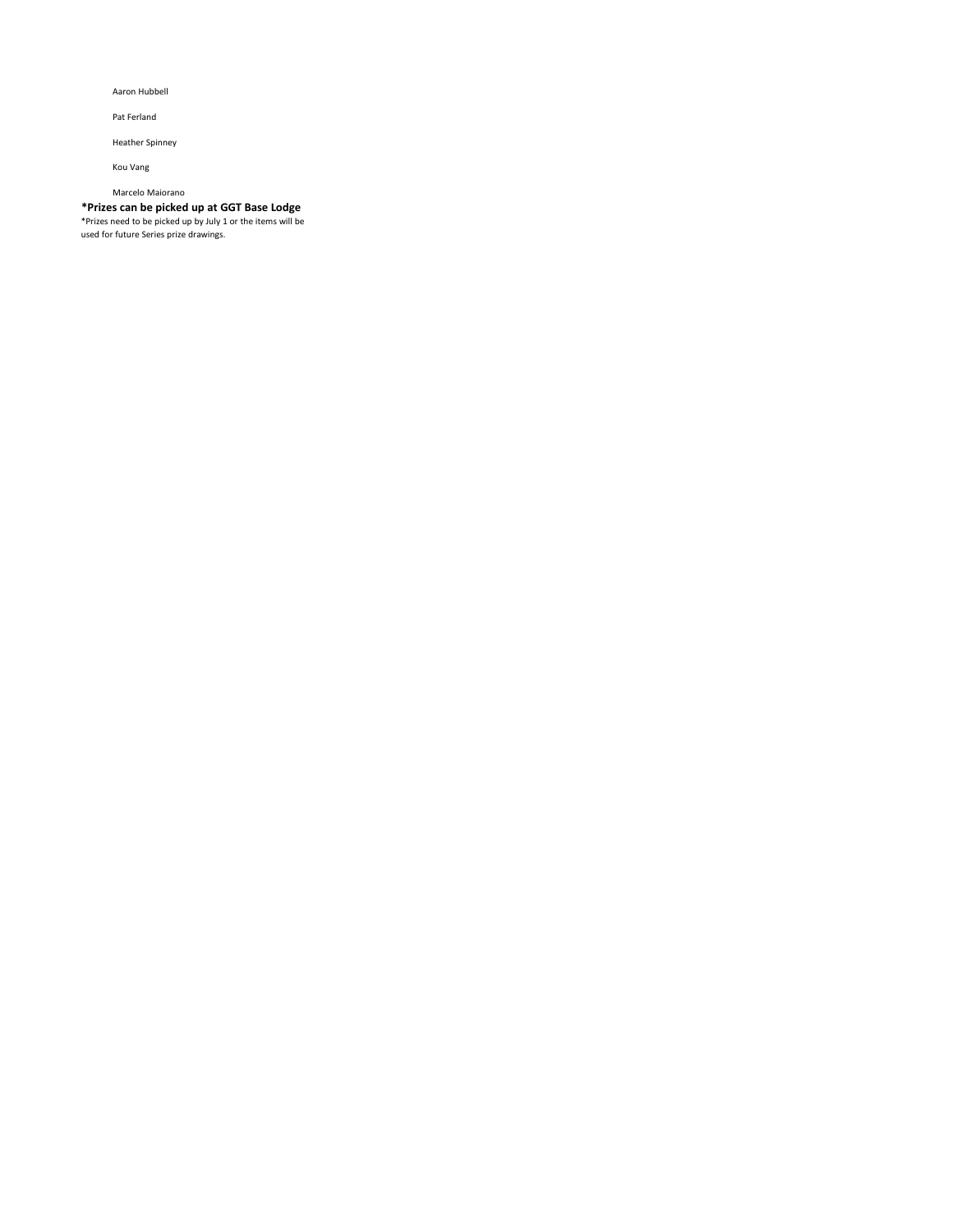Aaron Hubbell

Pat Ferland

Heather Spinney

Kou Vang

Marcelo Maiorano

**\*Prizes can be picked up at GGT Base Lodge**

\*Prizes need to be picked up by July 1 or the items will be used for future Series prize drawings.